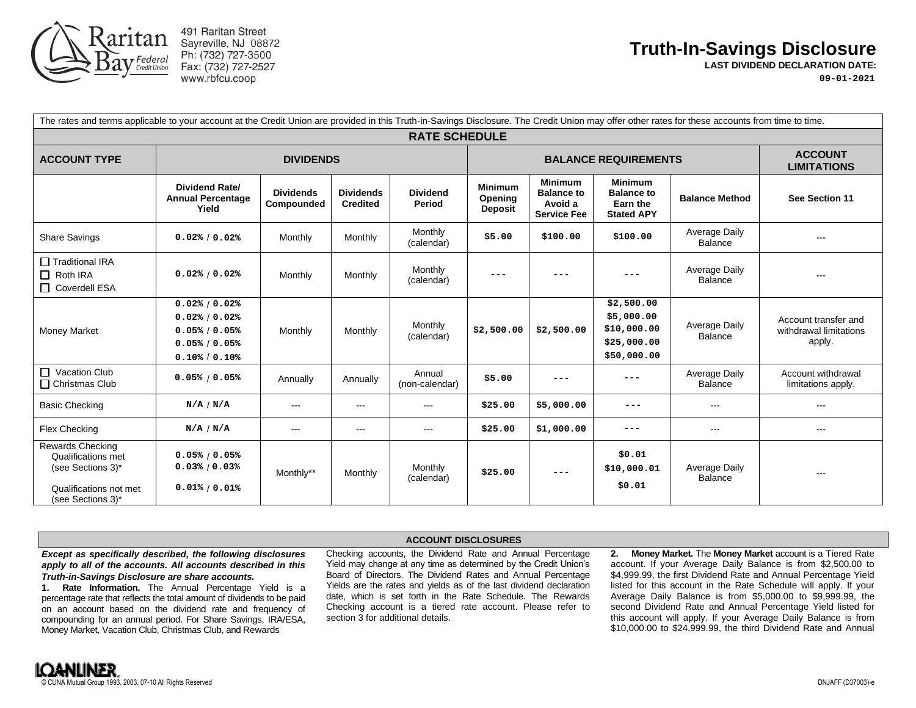491 Raritan Street
Sayreville, NJ 08872
Ph: (732) 727-3500
Fax: (732) 727-2527
www.rbfcu.coop

# Truth-In-Savings Disclosure

**LAST DIVIDEND DECLARATION DATE:**
**09-01-2021**

The rates and terms applicable to your account at the Credit Union are provided in this Truth-in-Savings Disclosure. The Credit Union may offer other rates for these accounts from time to time.

## RATE SCHEDULE

| ACCOUNT TYPE | DIVIDENDS | | | | BALANCE REQUIREMENTS | | | | ACCOUNT LIMITATIONS |
|---|---|---|---|---|---|---|---|---|---|
| | Dividend Rate/ Annual Percentage Yield | Dividends Compounded | Dividends Credited | Dividend Period | Minimum Opening Deposit | Minimum Balance to Avoid a Service Fee | Minimum Balance to Earn the Stated APY | Balance Method | See Section 11 |
| Share Savings | 0.02% / 0.02% | Monthly | Monthly | Monthly (calendar) | $5.00 | $100.00 | $100.00 | Average Daily Balance | --- |
| ☐ Traditional IRA<br>☐ Roth IRA<br>☐ Coverdell ESA | 0.02% / 0.02% | Monthly | Monthly | Monthly (calendar) | --- | --- | --- | Average Daily Balance | --- |
| Money Market | 0.02% / 0.02%<br>0.02% / 0.02%<br>0.05% / 0.05%<br>0.05% / 0.05%<br>0.10% / 0.10% | Monthly | Monthly | Monthly (calendar) | $2,500.00 | $2,500.00 | $2,500.00<br>$5,000.00<br>$10,000.00<br>$25,000.00<br>$50,000.00 | Average Daily Balance | Account transfer and withdrawal limitations apply. |
| ☐ Vacation Club<br>☐ Christmas Club | 0.05% / 0.05% | Annually | Annually | Annual (non-calendar) | $5.00 | --- | --- | Average Daily Balance | Account withdrawal limitations apply. |
| Basic Checking | N/A / N/A | --- | --- | --- | $25.00 | $5,000.00 | --- | --- | --- |
| Flex Checking | N/A / N/A | --- | --- | --- | $25.00 | $1,000.00 | --- | --- | --- |
| Rewards Checking<br>Qualifications met (see Sections 3)*<br><br>Qualifications not met (see Sections 3)* | 0.05% / 0.05%<br>0.03% / 0.03%<br><br>0.01% / 0.01% | Monthly** | Monthly | Monthly (calendar) | $25.00 | --- | $0.01<br>$10,000.01<br><br>$0.01 | Average Daily Balance | --- |

## ACCOUNT DISCLOSURES

***Except as specifically described, the following disclosures apply to all of the accounts. All accounts described in this Truth-in-Savings Disclosure are share accounts.***

**1. Rate Information.** The Annual Percentage Yield is a percentage rate that reflects the total amount of dividends to be paid on an account based on the dividend rate and frequency of compounding for an annual period. For Share Savings, IRA/ESA, Money Market, Vacation Club, Christmas Club, and Rewards Checking accounts, the Dividend Rate and Annual Percentage Yield may change at any time as determined by the Credit Union's Board of Directors. The Dividend Rates and Annual Percentage Yields are the rates and yields as of the last dividend declaration date, which is set forth in the Rate Schedule. The Rewards Checking account is a tiered rate account. Please refer to section 3 for additional details.

**2. Money Market.** The **Money Market** account is a Tiered Rate account. If your Average Daily Balance is from $2,500.00 to $4,999.99, the first Dividend Rate and Annual Percentage Yield listed for this account in the Rate Schedule will apply. If your Average Daily Balance is from $5,000.00 to $9,999.99, the second Dividend Rate and Annual Percentage Yield listed for this account will apply. If your Average Daily Balance is from $10,000.00 to $24,999.99, the third Dividend Rate and Annual

© CUNA Mutual Group 1993, 2003, 07-10 All Rights Reserved

DNJAFF (D37003)-e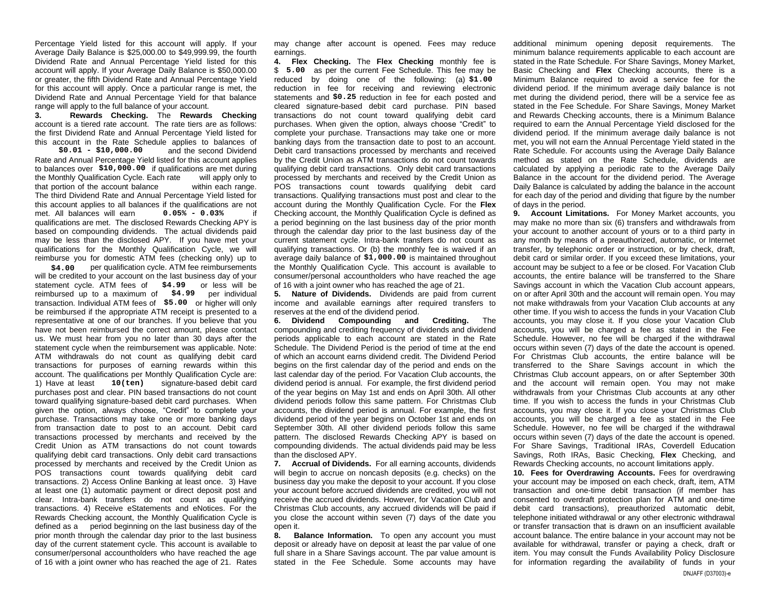Percentage Yield listed for this account will apply. If your Average Daily Balance is $25,000.00 to $49,999.99, the fourth Dividend Rate and Annual Percentage Yield listed for this account will apply. If your Average Daily Balance is $50,000.00 or greater, the fifth Dividend Rate and Annual Percentage Yield for this account will apply. Once a particular range is met, the Dividend Rate and Annual Percentage Yield for that balance range will apply to the full balance of your account.

**3. Rewards Checking.** The **Rewards Checking** account is a tiered rate account. The rate tiers are as follows: the first Dividend Rate and Annual Percentage Yield listed for this account in the Rate Schedule applies to balances of **$0.01 - $10,000.00** and the second Dividend Rate and Annual Percentage Yield listed for this account applies to balances over **$10,000.00** if qualifications are met during the Monthly Qualification Cycle. Each rate will apply only to that portion of the account balance within each range. The third Dividend Rate and Annual Percentage Yield listed for this account applies to all balances if the qualifications are not met. All balances will earn **0.05% - 0.03%** if qualifications are met. The disclosed Rewards Checking APY is based on compounding dividends. The actual dividends paid may be less than the disclosed APY. If you have met your qualifications for the Monthly Qualification Cycle, we will reimburse you for domestic ATM fees (checking only) up to **$4.00** per qualification cycle. ATM fee reimbursements will be credited to your account on the last business day of your statement cycle. ATM fees of **$4.99** or less will be reimbursed up to a maximum of **$4.99** per individual transaction. Individual ATM fees of **$5.00** or higher will only be reimbursed if the appropriate ATM receipt is presented to a representative at one of our branches. If you believe that you have not been reimbursed the correct amount, please contact us. We must hear from you no later than 30 days after the statement cycle when the reimbursement was applicable. Note: ATM withdrawals do not count as qualifying debit card transactions for purposes of earning rewards within this account. The qualifications per Monthly Qualification Cycle are: 1) Have at least **10(ten)** signature-based debit card purchases post and clear. PIN based transactions do not count toward qualifying signature-based debit card purchases. When given the option, always choose, "Credit" to complete your purchase. Transactions may take one or more banking days from transaction date to post to an account. Debit card transactions processed by merchants and received by the Credit Union as ATM transactions do not count towards qualifying debit card transactions. Only debit card transactions processed by merchants and received by the Credit Union as POS transactions count towards qualifying debit card transactions. 2) Access Online Banking at least once. 3) Have at least one (1) automatic payment or direct deposit post and clear. Intra-bank transfers do not count as qualifying transactions. 4) Receive eStatements and eNotices. For the Rewards Checking account, the Monthly Qualification Cycle is defined as a period beginning on the last business day of the prior month through the calendar day prior to the last business day of the current statement cycle. This account is available to consumer/personal accountholders who have reached the age of 16 with a joint owner who has reached the age of 21. Rates may change after account is opened. Fees may reduce earnings.

**4. Flex Checking.** The **Flex Checking** monthly fee is $ **5.00** as per the current Fee Schedule. This fee may be reduced by doing one of the following: (a) **$1.00** reduction in fee for receiving and reviewing electronic statements and **$0.25** reduction in fee for each posted and cleared signature-based debit card purchase. PIN based transactions do not count toward qualifying debit card purchases. When given the option, always choose "Credit" to complete your purchase. Transactions may take one or more banking days from the transaction date to post to an account. Debit card transactions processed by merchants and received by the Credit Union as ATM transactions do not count towards qualifying debit card transactions. Only debit card transactions processed by merchants and received by the Credit Union as POS transactions count towards qualifying debit card transactions. Qualifying transactions must post and clear to the account during the Monthly Qualification Cycle. For the **Flex** Checking account, the Monthly Qualification Cycle is defined as a period beginning on the last business day of the prior month through the calendar day prior to the last business day of the current statement cycle. Intra-bank transfers do not count as qualifying transactions. Or (b) the monthly fee is waived if an average daily balance of **$1,000.00** is maintained throughout the Monthly Qualification Cycle. This account is available to consumer/personal accountholders who have reached the age of 16 with a joint owner who has reached the age of 21.

**5. Nature of Dividends.** Dividends are paid from current income and available earnings after required transfers to reserves at the end of the dividend period.

**6. Dividend Compounding and Crediting.** The compounding and crediting frequency of dividends and dividend periods applicable to each account are stated in the Rate Schedule. The Dividend Period is the period of time at the end of which an account earns dividend credit. The Dividend Period begins on the first calendar day of the period and ends on the last calendar day of the period. For Vacation Club accounts, the dividend period is annual. For example, the first dividend period of the year begins on May 1st and ends on April 30th. All other dividend periods follow this same pattern. For Christmas Club accounts, the dividend period is annual. For example, the first dividend period of the year begins on October 1st and ends on September 30th. All other dividend periods follow this same pattern. The disclosed Rewards Checking APY is based on compounding dividends. The actual dividends paid may be less than the disclosed APY.

**7. Accrual of Dividends.** For all earning accounts, dividends will begin to accrue on noncash deposits (e.g. checks) on the business day you make the deposit to your account. If you close your account before accrued dividends are credited, you will not receive the accrued dividends. However, for Vacation Club and Christmas Club accounts, any accrued dividends will be paid if you close the account within seven (7) days of the date you open it.

**8. Balance Information.** To open any account you must deposit or already have on deposit at least the par value of one full share in a Share Savings account. The par value amount is stated in the Fee Schedule. Some accounts may have additional minimum opening deposit requirements. The minimum balance requirements applicable to each account are stated in the Rate Schedule. For Share Savings, Money Market, Basic Checking and **Flex** Checking accounts, there is a Minimum Balance required to avoid a service fee for the dividend period. If the minimum average daily balance is not met during the dividend period, there will be a service fee as stated in the Fee Schedule. For Share Savings, Money Market and Rewards Checking accounts, there is a Minimum Balance required to earn the Annual Percentage Yield disclosed for the dividend period. If the minimum average daily balance is not met, you will not earn the Annual Percentage Yield stated in the Rate Schedule. For accounts using the Average Daily Balance method as stated on the Rate Schedule, dividends are calculated by applying a periodic rate to the Average Daily Balance in the account for the dividend period. The Average Daily Balance is calculated by adding the balance in the account for each day of the period and dividing that figure by the number of days in the period.

**9. Account Limitations.** For Money Market accounts, you may make no more than six (6) transfers and withdrawals from your account to another account of yours or to a third party in any month by means of a preauthorized, automatic, or Internet transfer, by telephonic order or instruction, or by check, draft, debit card or similar order. If you exceed these limitations, your account may be subject to a fee or be closed. For Vacation Club accounts, the entire balance will be transferred to the Share Savings account in which the Vacation Club account appears, on or after April 30th and the account will remain open. You may not make withdrawals from your Vacation Club accounts at any other time. If you wish to access the funds in your Vacation Club accounts, you may close it. If you close your Vacation Club accounts, you will be charged a fee as stated in the Fee Schedule. However, no fee will be charged if the withdrawal occurs within seven (7) days of the date the account is opened. For Christmas Club accounts, the entire balance will be transferred to the Share Savings account in which the Christmas Club account appears, on or after September 30th and the account will remain open. You may not make withdrawals from your Christmas Club accounts at any other time. If you wish to access the funds in your Christmas Club accounts, you may close it. If you close your Christmas Club accounts, you will be charged a fee as stated in the Fee Schedule. However, no fee will be charged if the withdrawal occurs within seven (7) days of the date the account is opened. For Share Savings, Traditional IRAs, Coverdell Education Savings, Roth IRAs, Basic Checking, **Flex** Checking, and Rewards Checking accounts, no account limitations apply.

**10. Fees for Overdrawing Accounts.** Fees for overdrawing your account may be imposed on each check, draft, item, ATM transaction and one-time debit transaction (if member has consented to overdraft protection plan for ATM and one-time debit card transactions), preauthorized automatic debit, telephone initiated withdrawal or any other electronic withdrawal or transfer transaction that is drawn on an insufficient available account balance. The entire balance in your account may not be available for withdrawal, transfer or paying a check, draft or item. You may consult the Funds Availability Policy Disclosure for information regarding the availability of funds in your

DNJAFF (D37003)-e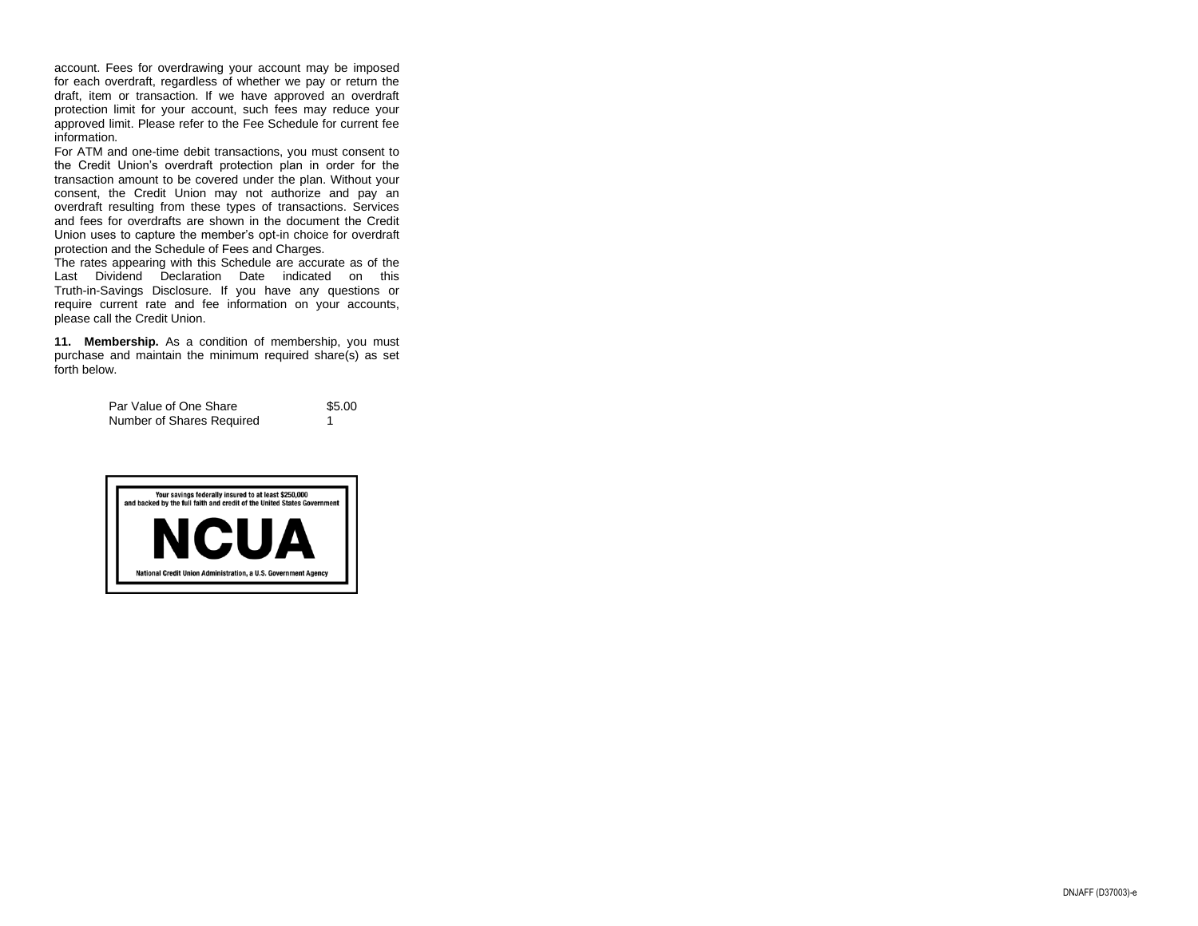account. Fees for overdrawing your account may be imposed for each overdraft, regardless of whether we pay or return the draft, item or transaction. If we have approved an overdraft protection limit for your account, such fees may reduce your approved limit. Please refer to the Fee Schedule for current fee information.

For ATM and one-time debit transactions, you must consent to the Credit Union's overdraft protection plan in order for the transaction amount to be covered under the plan. Without your consent, the Credit Union may not authorize and pay an overdraft resulting from these types of transactions. Services and fees for overdrafts are shown in the document the Credit Union uses to capture the member's opt-in choice for overdraft protection and the Schedule of Fees and Charges.

The rates appearing with this Schedule are accurate as of the Last Dividend Declaration Date indicated on this Truth-in-Savings Disclosure. If you have any questions or require current rate and fee information on your accounts, please call the Credit Union.

**11. Membership.** As a condition of membership, you must purchase and maintain the minimum required share(s) as set forth below.

| | |
|---|---|
| Par Value of One Share | $5.00 |
| Number of Shares Required | 1 |

Your savings federally insured to at least $250,000 and backed by the full faith and credit of the United States Government

NCUA

National Credit Union Administration, a U.S. Government Agency

DNJAFF (D37003)-e